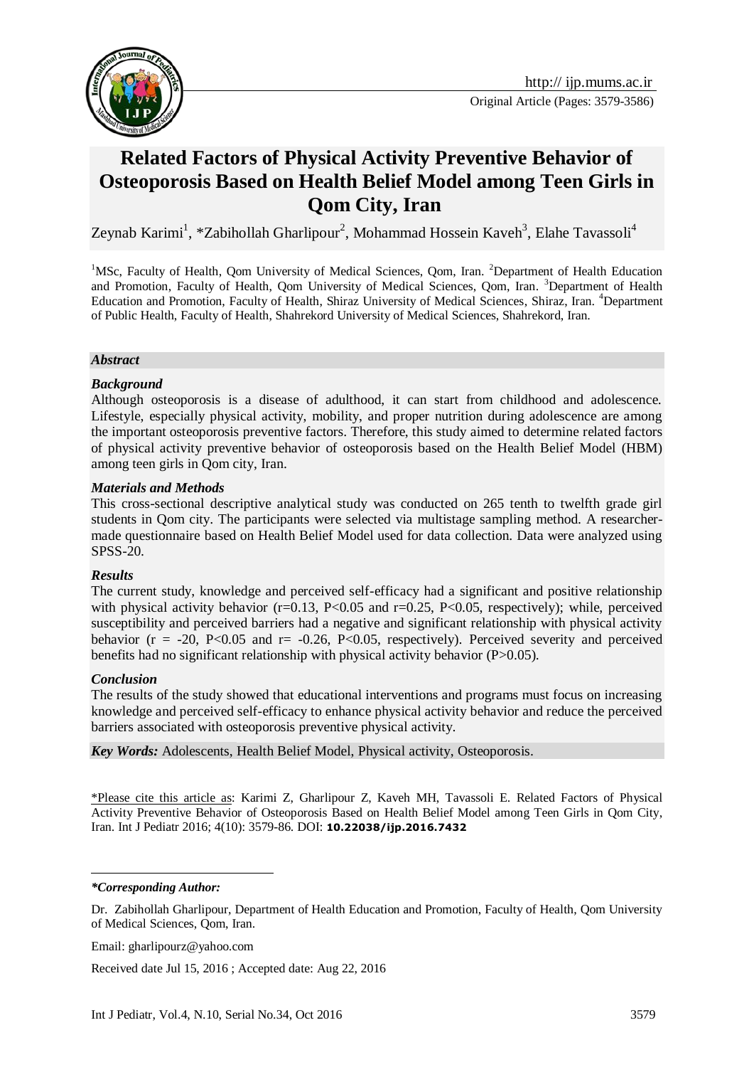Original Article (Pages: 3579-3586)

# Related Factors of Physical Activity Preventive Behavior of Osteoporosis Based on Health Belief Model among Teen Girls in Qom City, Iran

Zeynab Karimi[1], *Zabihollah Gharlipour[2], Mohammad Hossein Kaveh[3], Elahe Tavassoli[4]

[1]MSc, Faculty of Health, Qom University of Medical Sciences, Qom, Iran. [2]Department of Health Education and Promotion, Faculty of Health, Qom University of Medical Sciences, Qom, Iran. [3]Department of Health Education and Promotion, Faculty of Health, Shiraz University of Medical Sciences, Shiraz, Iran. [4]Department of Public Health, Faculty of Health, Shahrekord University of Medical Sciences, Shahrekord, Iran.

## *Abstract*

### *Background*

Although osteoporosis is a disease of adulthood, it can start from childhood and adolescence. Lifestyle, especially physical activity, mobility, and proper nutrition during adolescence are among the important osteoporosis preventive factors. Therefore, this study aimed to determine related factors of physical activity preventive behavior of osteoporosis based on the Health Belief Model (HBM) among teen girls in Qom city, Iran.

### *Materials and Methods*

This cross-sectional descriptive analytical study was conducted on 265 tenth to twelfth grade girl students in Qom city. The participants were selected via multistage sampling method. A researcher-made questionnaire based on Health Belief Model used for data collection. Data were analyzed using SPSS-20.

### *Results*

The current study, knowledge and perceived self-efficacy had a significant and positive relationship with physical activity behavior ($r=0.13$, $P<0.05$ and $r=0.25$, $P<0.05$, respectively); while, perceived susceptibility and perceived barriers had a negative and significant relationship with physical activity behavior ($r = -20$, $P<0.05$ and $r= -0.26$, $P<0.05$, respectively). Perceived severity and perceived benefits had no significant relationship with physical activity behavior ($P>0.05$).

### *Conclusion*

The results of the study showed that educational interventions and programs must focus on increasing knowledge and perceived self-efficacy to enhance physical activity behavior and reduce the perceived barriers associated with osteoporosis preventive physical activity.

***Key Words:*** Adolescents, Health Belief Model, Physical activity, Osteoporosis.

*Please cite this article as: Karimi Z, Gharlipour Z, Kaveh MH, Tavassoli E. Related Factors of Physical Activity Preventive Behavior of Osteoporosis Based on Health Belief Model among Teen Girls in Qom City, Iran. Int J Pediatr 2016; 4(10): 3579-86. DOI: **10.22038/ijp.2016.7432**

***Corresponding Author:***

Dr. Zabihollah Gharlipour, Department of Health Education and Promotion, Faculty of Health, Qom University of Medical Sciences, Qom, Iran.

Email: gharlipourz@yahoo.com

Received date Jul 15, 2016 ; Accepted date: Aug 22, 2016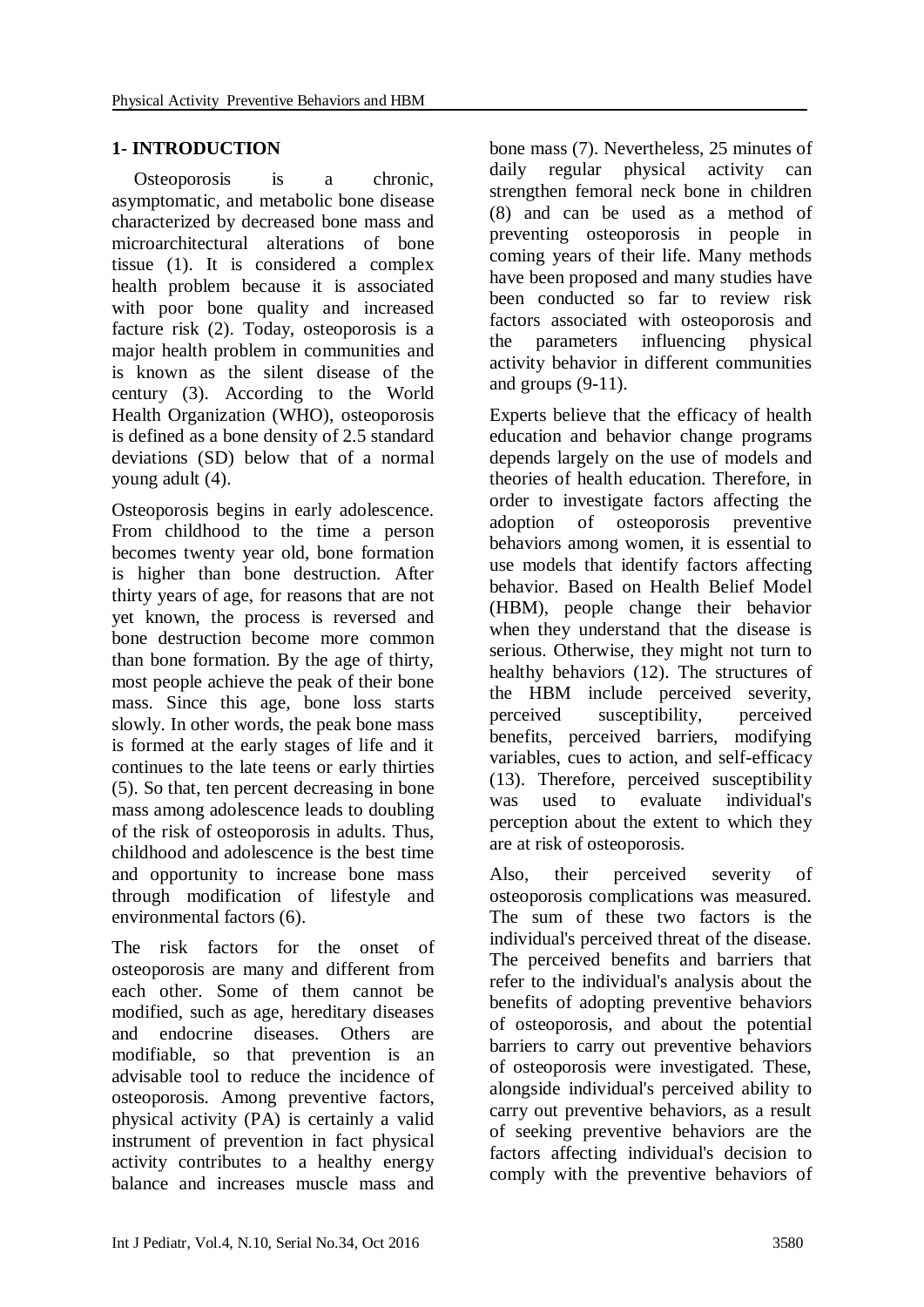## 1- INTRODUCTION

Osteoporosis is a chronic, asymptomatic, and metabolic bone disease characterized by decreased bone mass and microarchitectural alterations of bone tissue (1). It is considered a complex health problem because it is associated with poor bone quality and increased facture risk (2). Today, osteoporosis is a major health problem in communities and is known as the silent disease of the century (3). According to the World Health Organization (WHO), osteoporosis is defined as a bone density of 2.5 standard deviations (SD) below that of a normal young adult (4).

Osteoporosis begins in early adolescence. From childhood to the time a person becomes twenty year old, bone formation is higher than bone destruction. After thirty years of age, for reasons that are not yet known, the process is reversed and bone destruction become more common than bone formation. By the age of thirty, most people achieve the peak of their bone mass. Since this age, bone loss starts slowly. In other words, the peak bone mass is formed at the early stages of life and it continues to the late teens or early thirties (5). So that, ten percent decreasing in bone mass among adolescence leads to doubling of the risk of osteoporosis in adults. Thus, childhood and adolescence is the best time and opportunity to increase bone mass through modification of lifestyle and environmental factors (6).

The risk factors for the onset of osteoporosis are many and different from each other. Some of them cannot be modified, such as age, hereditary diseases and endocrine diseases. Others are modifiable, so that prevention is an advisable tool to reduce the incidence of osteoporosis. Among preventive factors, physical activity (PA) is certainly a valid instrument of prevention in fact physical activity contributes to a healthy energy balance and increases muscle mass and bone mass (7). Nevertheless, 25 minutes of daily regular physical activity can strengthen femoral neck bone in children (8) and can be used as a method of preventing osteoporosis in people in coming years of their life. Many methods have been proposed and many studies have been conducted so far to review risk factors associated with osteoporosis and the parameters influencing physical activity behavior in different communities and groups (9-11).

Experts believe that the efficacy of health education and behavior change programs depends largely on the use of models and theories of health education. Therefore, in order to investigate factors affecting the adoption of osteoporosis preventive behaviors among women, it is essential to use models that identify factors affecting behavior. Based on Health Belief Model (HBM), people change their behavior when they understand that the disease is serious. Otherwise, they might not turn to healthy behaviors (12). The structures of the HBM include perceived severity, perceived susceptibility, perceived benefits, perceived barriers, modifying variables, cues to action, and self-efficacy (13). Therefore, perceived susceptibility was used to evaluate individual's perception about the extent to which they are at risk of osteoporosis.

Also, their perceived severity of osteoporosis complications was measured. The sum of these two factors is the individual's perceived threat of the disease. The perceived benefits and barriers that refer to the individual's analysis about the benefits of adopting preventive behaviors of osteoporosis, and about the potential barriers to carry out preventive behaviors of osteoporosis were investigated. These, alongside individual's perceived ability to carry out preventive behaviors, as a result of seeking preventive behaviors are the factors affecting individual's decision to comply with the preventive behaviors of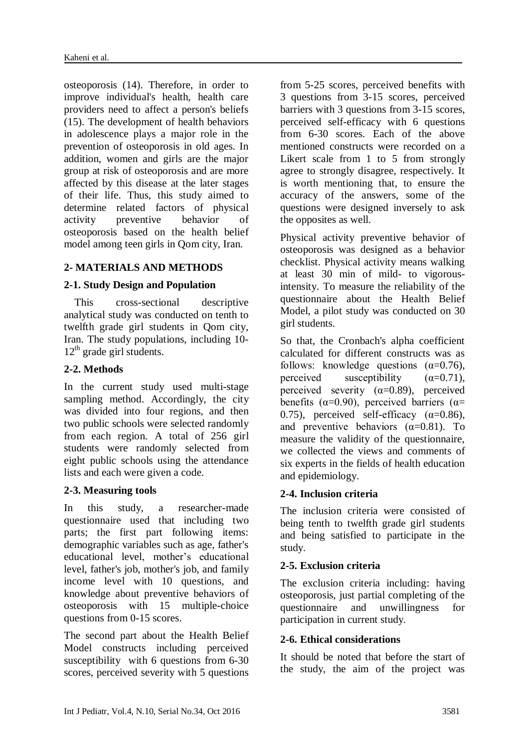osteoporosis (14). Therefore, in order to improve individual's health, health care providers need to affect a person's beliefs (15). The development of health behaviors in adolescence plays a major role in the prevention of osteoporosis in old ages. In addition, women and girls are the major group at risk of osteoporosis and are more affected by this disease at the later stages of their life. Thus, this study aimed to determine related factors of physical activity preventive behavior of osteoporosis based on the health belief model among teen girls in Qom city, Iran.

## 2- MATERIALS AND METHODS

### 2-1. Study Design and Population

This cross-sectional descriptive analytical study was conducted on tenth to twelfth grade girl students in Qom city, Iran. The study populations, including 10-12th grade girl students.

### 2-2. Methods

In the current study used multi-stage sampling method. Accordingly, the city was divided into four regions, and then two public schools were selected randomly from each region. A total of 256 girl students were randomly selected from eight public schools using the attendance lists and each were given a code.

### 2-3. Measuring tools

In this study, a researcher-made questionnaire used that including two parts; the first part following items: demographic variables such as age, father's educational level, mother's educational level, father's job, mother's job, and family income level with 10 questions, and knowledge about preventive behaviors of osteoporosis with 15 multiple-choice questions from 0-15 scores.

The second part about the Health Belief Model constructs including perceived susceptibility with 6 questions from 6-30 scores, perceived severity with 5 questions from 5-25 scores, perceived benefits with 3 questions from 3-15 scores, perceived barriers with 3 questions from 3-15 scores, perceived self-efficacy with 6 questions from 6-30 scores. Each of the above mentioned constructs were recorded on a Likert scale from 1 to 5 from strongly agree to strongly disagree, respectively. It is worth mentioning that, to ensure the accuracy of the answers, some of the questions were designed inversely to ask the opposites as well.

Physical activity preventive behavior of osteoporosis was designed as a behavior checklist. Physical activity means walking at least 30 min of mild- to vigorous-intensity. To measure the reliability of the questionnaire about the Health Belief Model, a pilot study was conducted on 30 girl students.

So that, the Cronbach's alpha coefficient calculated for different constructs was as follows: knowledge questions ($\alpha$=0.76), perceived susceptibility ($\alpha$=0.71), perceived severity ($\alpha$=0.89), perceived benefits ($\alpha$=0.90), perceived barriers ($\alpha$= 0.75), perceived self-efficacy ($\alpha$=0.86), and preventive behaviors ($\alpha$=0.81). To measure the validity of the questionnaire, we collected the views and comments of six experts in the fields of health education and epidemiology.

### 2-4. Inclusion criteria

The inclusion criteria were consisted of being tenth to twelfth grade girl students and being satisfied to participate in the study.

### 2-5. Exclusion criteria

The exclusion criteria including: having osteoporosis, just partial completing of the questionnaire and unwillingness for participation in current study.

### 2-6. Ethical considerations

It should be noted that before the start of the study, the aim of the project was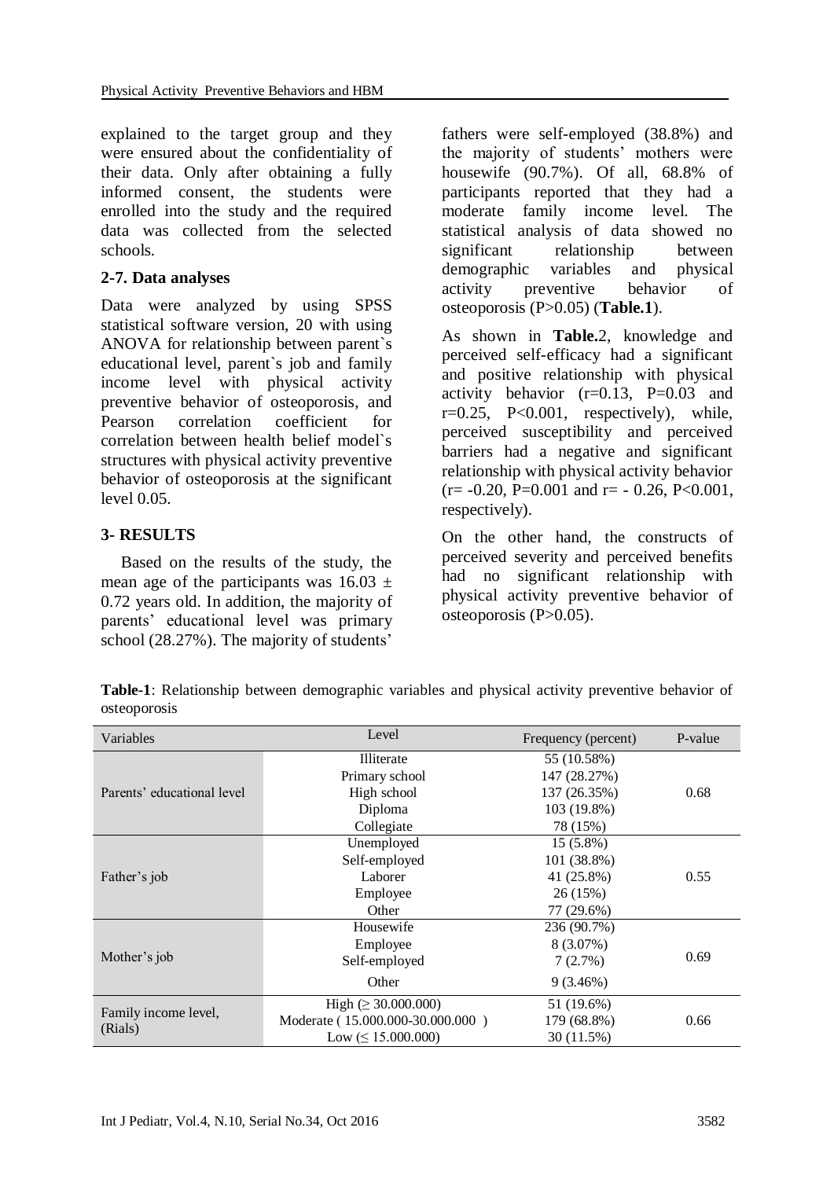explained to the target group and they were ensured about the confidentiality of their data. Only after obtaining a fully informed consent, the students were enrolled into the study and the required data was collected from the selected schools.

### 2-7. Data analyses

Data were analyzed by using SPSS statistical software version, 20 with using ANOVA for relationship between parent`s educational level, parent`s job and family income level with physical activity preventive behavior of osteoporosis, and Pearson correlation coefficient for correlation between health belief model`s structures with physical activity preventive behavior of osteoporosis at the significant level 0.05.

## 3- RESULTS

Based on the results of the study, the mean age of the participants was 16.03 ± 0.72 years old. In addition, the majority of parents' educational level was primary school (28.27%). The majority of students' fathers were self-employed (38.8%) and the majority of students' mothers were housewife (90.7%). Of all, 68.8% of participants reported that they had a moderate family income level. The statistical analysis of data showed no significant relationship between demographic variables and physical activity preventive behavior of osteoporosis (P>0.05) (**Table.1**).

As shown in **Table.**2, knowledge and perceived self-efficacy had a significant and positive relationship with physical activity behavior (r=0.13, P=0.03 and r=0.25, P<0.001, respectively), while, perceived susceptibility and perceived barriers had a negative and significant relationship with physical activity behavior (r= -0.20, P=0.001 and r= - 0.26, P<0.001, respectively).

On the other hand, the constructs of perceived severity and perceived benefits had no significant relationship with physical activity preventive behavior of osteoporosis (P>0.05).

**Table-1**: Relationship between demographic variables and physical activity preventive behavior of osteoporosis

| Variables | Level | Frequency (percent) | P-value |
|---|---|---|---|
| Parents' educational level | Illiterate | 55 (10.58%) | 0.68 |
| | Primary school | 147 (28.27%) | |
| | High school | 137 (26.35%) | |
| | Diploma | 103 (19.8%) | |
| | Collegiate | 78 (15%) | |
| Father's job | Unemployed | 15 (5.8%) | 0.55 |
| | Self-employed | 101 (38.8%) | |
| | Laborer | 41 (25.8%) | |
| | Employee | 26 (15%) | |
| | Other | 77 (29.6%) | |
| Mother's job | Housewife | 236 (90.7%) | 0.69 |
| | Employee | 8 (3.07%) | |
| | Self-employed | 7 (2.7%) | |
| | Other | 9 (3.46%) | |
| Family income level, (Rials) | High (≥ 30.000.000) | 51 (19.6%) | 0.66 |
| | Moderate ( 15.000.000-30.000.000 ) | 179 (68.8%) | |
| | Low (≤ 15.000.000) | 30 (11.5%) | |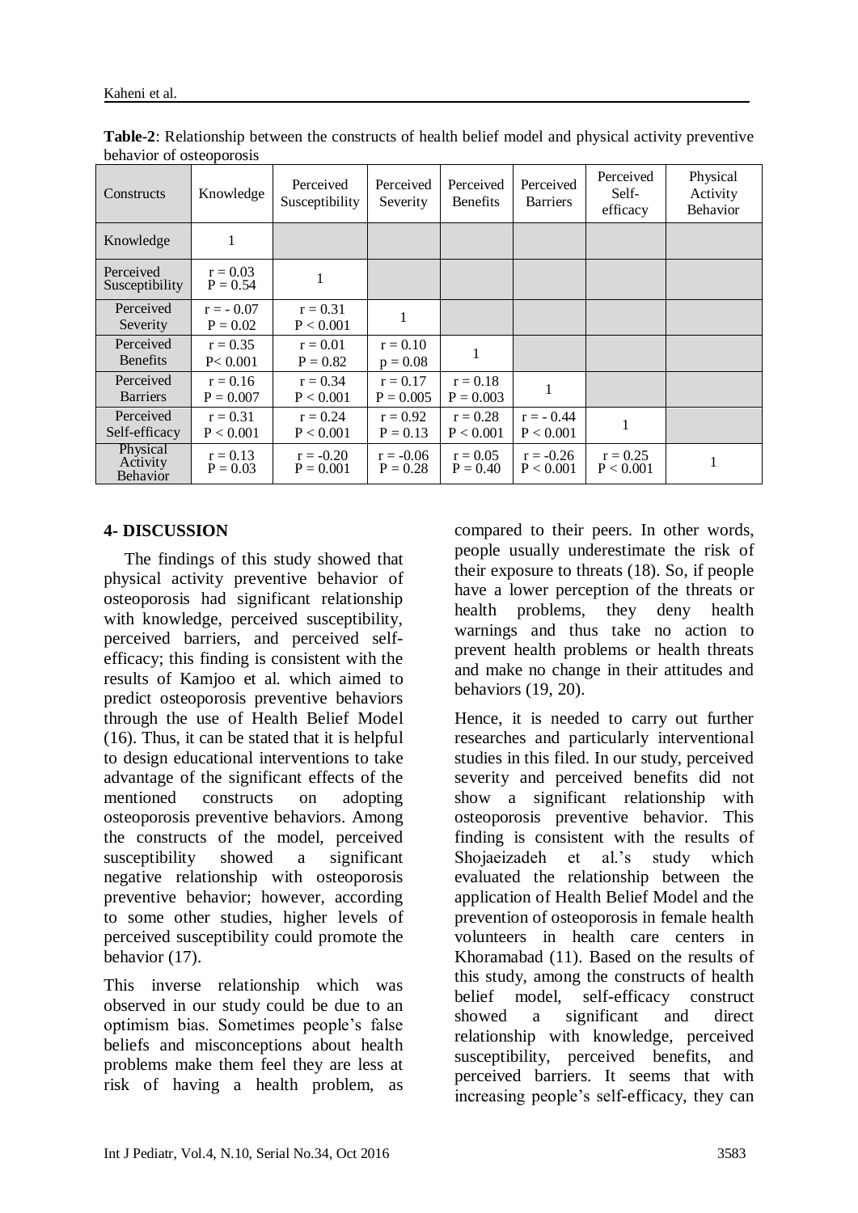**Table-2**: Relationship between the constructs of health belief model and physical activity preventive behavior of osteoporosis

| Constructs | Knowledge | Perceived Susceptibility | Perceived Severity | Perceived Benefits | Perceived Barriers | Perceived Self-efficacy | Physical Activity Behavior |
|---|---|---|---|---|---|---|---|
| Knowledge | 1 | | | | | | |
| Perceived Susceptibility | r = 0.03 P = 0.54 | 1 | | | | | |
| Perceived Severity | r = - 0.07 P = 0.02 | r = 0.31 P < 0.001 | 1 | | | | |
| Perceived Benefits | r = 0.35 P< 0.001 | r = 0.01 P = 0.82 | r = 0.10 p = 0.08 | 1 | | | |
| Perceived Barriers | r = 0.16 P = 0.007 | r = 0.34 P < 0.001 | r = 0.17 P = 0.005 | r = 0.18 P = 0.003 | 1 | | |
| Perceived Self-efficacy | r = 0.31 P < 0.001 | r = 0.24 P < 0.001 | r = 0.92 P = 0.13 | r = 0.28 P < 0.001 | r = - 0.44 P < 0.001 | 1 | |
| Physical Activity Behavior | r = 0.13 P = 0.03 | r = -0.20 P = 0.001 | r = -0.06 P = 0.28 | r = 0.05 P = 0.40 | r = -0.26 P < 0.001 | r = 0.25 P < 0.001 | 1 |

## 4- DISCUSSION

The findings of this study showed that physical activity preventive behavior of osteoporosis had significant relationship with knowledge, perceived susceptibility, perceived barriers, and perceived self-efficacy; this finding is consistent with the results of Kamjoo et al. which aimed to predict osteoporosis preventive behaviors through the use of Health Belief Model (16). Thus, it can be stated that it is helpful to design educational interventions to take advantage of the significant effects of the mentioned constructs on adopting osteoporosis preventive behaviors. Among the constructs of the model, perceived susceptibility showed a significant negative relationship with osteoporosis preventive behavior; however, according to some other studies, higher levels of perceived susceptibility could promote the behavior (17).

This inverse relationship which was observed in our study could be due to an optimism bias. Sometimes people's false beliefs and misconceptions about health problems make them feel they are less at risk of having a health problem, as compared to their peers. In other words, people usually underestimate the risk of their exposure to threats (18). So, if people have a lower perception of the threats or health problems, they deny health warnings and thus take no action to prevent health problems or health threats and make no change in their attitudes and behaviors (19, 20).

Hence, it is needed to carry out further researches and particularly interventional studies in this filed. In our study, perceived severity and perceived benefits did not show a significant relationship with osteoporosis preventive behavior. This finding is consistent with the results of Shojaeizadeh et al.'s study which evaluated the relationship between the application of Health Belief Model and the prevention of osteoporosis in female health volunteers in health care centers in Khoramabad (11). Based on the results of this study, among the constructs of health belief model, self-efficacy construct showed a significant and direct relationship with knowledge, perceived susceptibility, perceived benefits, and perceived barriers. It seems that with increasing people's self-efficacy, they can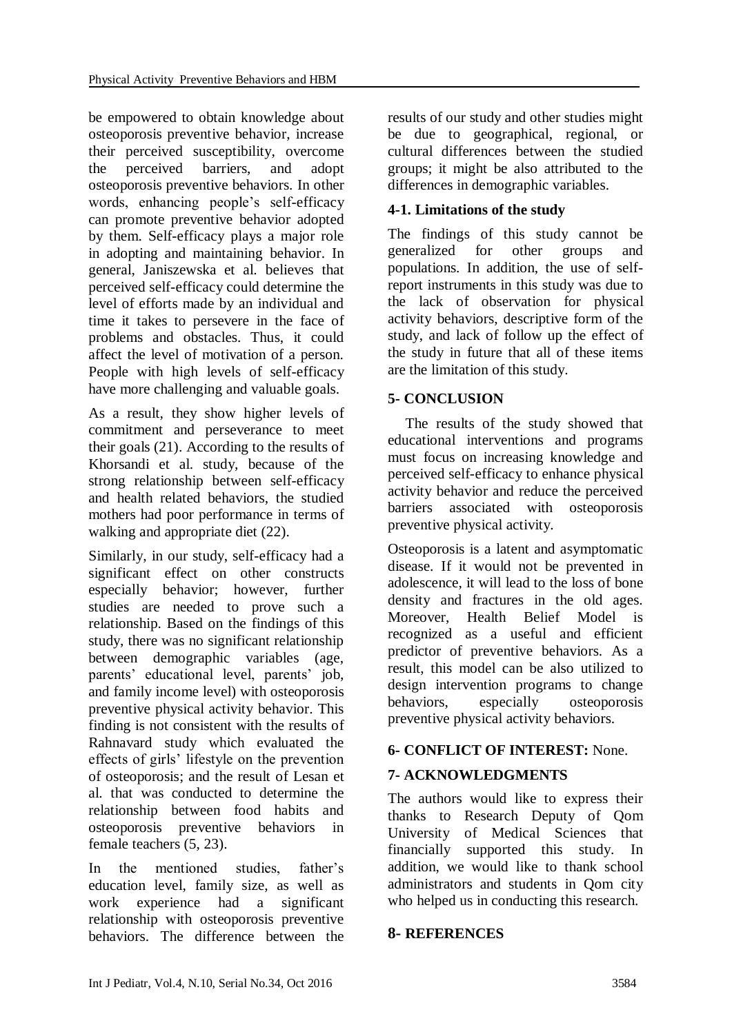be empowered to obtain knowledge about osteoporosis preventive behavior, increase their perceived susceptibility, overcome the perceived barriers, and adopt osteoporosis preventive behaviors. In other words, enhancing people's self-efficacy can promote preventive behavior adopted by them. Self-efficacy plays a major role in adopting and maintaining behavior. In general, Janiszewska et al. believes that perceived self-efficacy could determine the level of efforts made by an individual and time it takes to persevere in the face of problems and obstacles. Thus, it could affect the level of motivation of a person. People with high levels of self-efficacy have more challenging and valuable goals.

As a result, they show higher levels of commitment and perseverance to meet their goals (21). According to the results of Khorsandi et al. study, because of the strong relationship between self-efficacy and health related behaviors, the studied mothers had poor performance in terms of walking and appropriate diet (22).

Similarly, in our study, self-efficacy had a significant effect on other constructs especially behavior; however, further studies are needed to prove such a relationship. Based on the findings of this study, there was no significant relationship between demographic variables (age, parents' educational level, parents' job, and family income level) with osteoporosis preventive physical activity behavior. This finding is not consistent with the results of Rahnavard study which evaluated the effects of girls' lifestyle on the prevention of osteoporosis; and the result of Lesan et al. that was conducted to determine the relationship between food habits and osteoporosis preventive behaviors in female teachers (5, 23).

In the mentioned studies, father's education level, family size, as well as work experience had a significant relationship with osteoporosis preventive behaviors. The difference between the results of our study and other studies might be due to geographical, regional, or cultural differences between the studied groups; it might be also attributed to the differences in demographic variables.

### 4-1. Limitations of the study

The findings of this study cannot be generalized for other groups and populations. In addition, the use of self-report instruments in this study was due to the lack of observation for physical activity behaviors, descriptive form of the study, and lack of follow up the effect of the study in future that all of these items are the limitation of this study.

## 5- CONCLUSION

The results of the study showed that educational interventions and programs must focus on increasing knowledge and perceived self-efficacy to enhance physical activity behavior and reduce the perceived barriers associated with osteoporosis preventive physical activity.

Osteoporosis is a latent and asymptomatic disease. If it would not be prevented in adolescence, it will lead to the loss of bone density and fractures in the old ages. Moreover, Health Belief Model is recognized as a useful and efficient predictor of preventive behaviors. As a result, this model can be also utilized to design intervention programs to change behaviors, especially osteoporosis preventive physical activity behaviors.

## 6- CONFLICT OF INTEREST: None.

## 7- ACKNOWLEDGMENTS

The authors would like to express their thanks to Research Deputy of Qom University of Medical Sciences that financially supported this study. In addition, we would like to thank school administrators and students in Qom city who helped us in conducting this research.

## 8- REFERENCES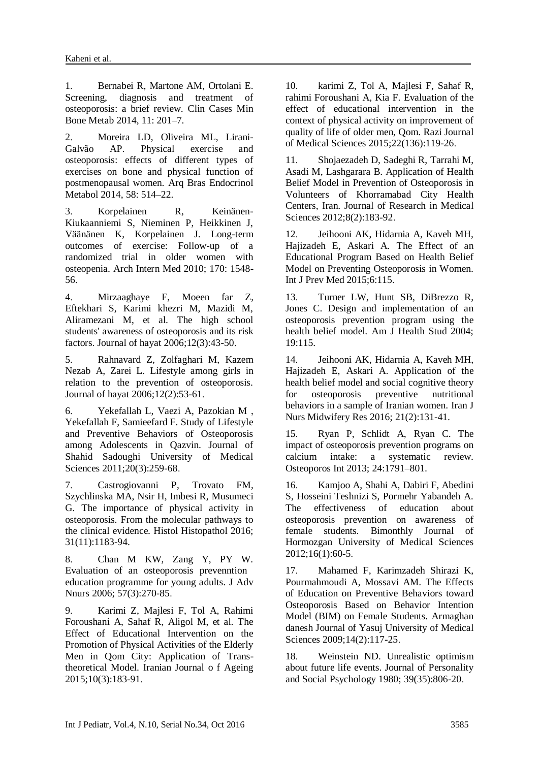1. Bernabei R, Martone AM, Ortolani E. Screening, diagnosis and treatment of osteoporosis: a brief review. Clin Cases Min Bone Metab 2014, 11: 201–7.

2. Moreira LD, Oliveira ML, Lirani-Galvão AP. Physical exercise and osteoporosis: effects of different types of exercises on bone and physical function of postmenopausal women. Arq Bras Endocrinol Metabol 2014, 58: 514–22.

3. Korpelainen R, Keinänen-Kiukaanniemi S, Nieminen P, Heikkinen J, Väänänen K, Korpelainen J. Long-term outcomes of exercise: Follow-up of a randomized trial in older women with osteopenia. Arch Intern Med 2010; 170: 1548-56.

4. Mirzaaghaye F, Moeen far Z, Eftekhari S, Karimi khezri M, Mazidi M, Aliramezani M, et al. The high school students' awareness of osteoporosis and its risk factors. Journal of hayat 2006;12(3):43-50.

5. Rahnavard Z, Zolfaghari M, Kazem Nezab A, Zarei L. Lifestyle among girls in relation to the prevention of osteoporosis. Journal of hayat 2006;12(2):53-61.

6. Yekefallah L, Vaezi A, Pazokian M , Yekefallah F, Samieefard F. Study of Lifestyle and Preventive Behaviors of Osteoporosis among Adolescents in Qazvin. Journal of Shahid Sadoughi University of Medical Sciences 2011;20(3):259-68.

7. Castrogiovanni P, Trovato FM, Szychlinska MA, Nsir H, Imbesi R, Musumeci G. The importance of physical activity in osteoporosis. From the molecular pathways to the clinical evidence. Histol Histopathol 2016; 31(11):1183-94.

8. Chan M KW, Zang Y, PY W. Evaluation of an osteoporosis prevenntion education programme for young adults. J Adv Nnurs 2006; 57(3):270-85.

9. Karimi Z, Majlesi F, Tol A, Rahimi Foroushani A, Sahaf R, Aligol M, et al. The Effect of Educational Intervention on the Promotion of Physical Activities of the Elderly Men in Qom City: Application of Trans-theoretical Model. Iranian Journal o f Ageing 2015;10(3):183-91.

10. karimi Z, Tol A, Majlesi F, Sahaf R, rahimi Foroushani A, Kia F. Evaluation of the effect of educational intervention in the context of physical activity on improvement of quality of life of older men, Qom. Razi Journal of Medical Sciences 2015;22(136):119-26.

11. Shojaezadeh D, Sadeghi R, Tarrahi M, Asadi M, Lashgarara B. Application of Health Belief Model in Prevention of Osteoporosis in Volunteers of Khorramabad City Health Centers, Iran. Journal of Research in Medical Sciences 2012;8(2):183-92.

12. Jeihooni AK, Hidarnia A, Kaveh MH, Hajizadeh E, Askari A. The Effect of an Educational Program Based on Health Belief Model on Preventing Osteoporosis in Women. Int J Prev Med 2015;6:115.

13. Turner LW, Hunt SB, DiBrezzo R, Jones C. Design and implementation of an osteoporosis prevention program using the health belief model. Am J Health Stud 2004; 19:115.

14. Jeihooni AK, Hidarnia A, Kaveh MH, Hajizadeh E, Askari A. Application of the health belief model and social cognitive theory for osteoporosis preventive nutritional behaviors in a sample of Iranian women. Iran J Nurs Midwifery Res 2016; 21(2):131-41.

15. Ryan P, Schlidt A, Ryan C. The impact of osteoporosis prevention programs on calcium intake: a systematic review. Osteoporos Int 2013; 24:1791–801.

16. Kamjoo A, Shahi A, Dabiri F, Abedini S, Hosseini Teshnizi S, Pormehr Yabandeh A. The effectiveness of education about osteoporosis prevention on awareness of female students. Bimonthly Journal of Hormozgan University of Medical Sciences 2012;16(1):60-5.

17. Mahamed F, Karimzadeh Shirazi K, Pourmahmoudi A, Mossavi AM. The Effects of Education on Preventive Behaviors toward Osteoporosis Based on Behavior Intention Model (BIM) on Female Students. Armaghan danesh Journal of Yasuj University of Medical Sciences 2009;14(2):117-25.

18. Weinstein ND. Unrealistic optimism about future life events. Journal of Personality and Social Psychology 1980; 39(35):806-20.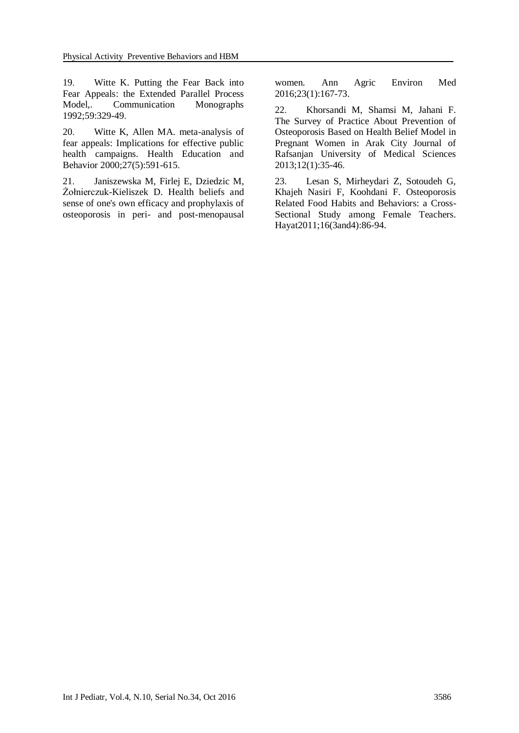19. Witte K. Putting the Fear Back into Fear Appeals: the Extended Parallel Process Model,. Communication Monographs 1992;59:329-49.

20. Witte K, Allen MA. meta-analysis of fear appeals: Implications for effective public health campaigns. Health Education and Behavior 2000;27(5):591-615.

21. Janiszewska M, Firlej E, Dziedzic M, Żołnierczuk-Kieliszek D. Health beliefs and sense of one's own efficacy and prophylaxis of osteoporosis in peri- and post-menopausal women. Ann Agric Environ Med 2016;23(1):167-73.

22. Khorsandi M, Shamsi M, Jahani F. The Survey of Practice About Prevention of Osteoporosis Based on Health Belief Model in Pregnant Women in Arak City Journal of Rafsanjan University of Medical Sciences 2013;12(1):35-46.

23. Lesan S, Mirheydari Z, Sotoudeh G, Khajeh Nasiri F, Koohdani F. Osteoporosis Related Food Habits and Behaviors: a Cross-Sectional Study among Female Teachers. Hayat2011;16(3and4):86-94.